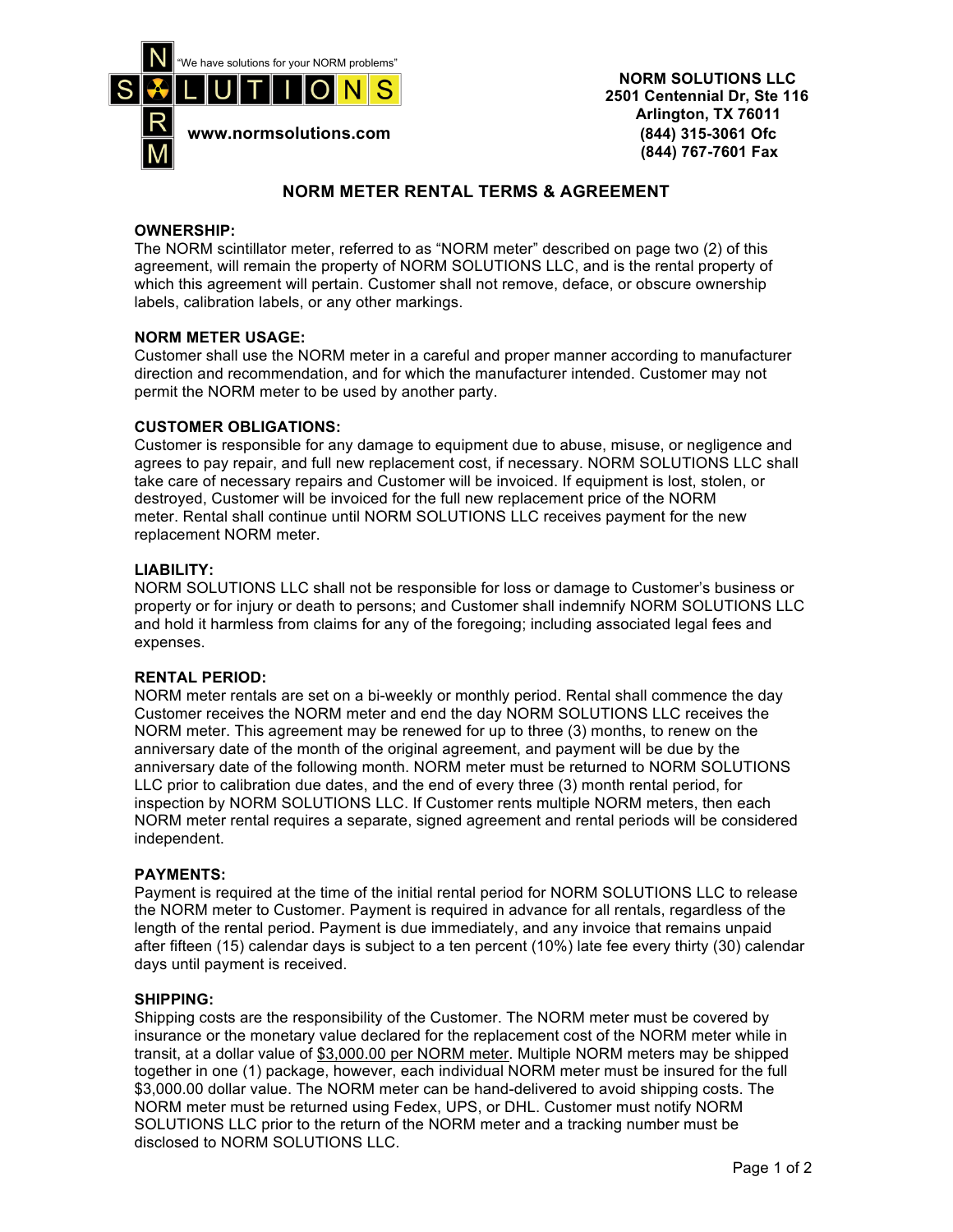"We have solutions for your NORM problems"

NORM SOLUTIONS

www.normsolutions.com

**NORM SOLUTIONS LLC**
**2501 Centennial Dr, Ste 116**
**Arlington, TX 76011**
**(844) 315-3061 Ofc**
**(844) 767-7601 Fax**

# NORM METER RENTAL TERMS & AGREEMENT

**OWNERSHIP:**
The NORM scintillator meter, referred to as "NORM meter" described on page two (2) of this agreement, will remain the property of NORM SOLUTIONS LLC, and is the rental property of which this agreement will pertain. Customer shall not remove, deface, or obscure ownership labels, calibration labels, or any other markings.

**NORM METER USAGE:**
Customer shall use the NORM meter in a careful and proper manner according to manufacturer direction and recommendation, and for which the manufacturer intended. Customer may not permit the NORM meter to be used by another party.

**CUSTOMER OBLIGATIONS:**
Customer is responsible for any damage to equipment due to abuse, misuse, or negligence and agrees to pay repair, and full new replacement cost, if necessary. NORM SOLUTIONS LLC shall take care of necessary repairs and Customer will be invoiced. If equipment is lost, stolen, or destroyed, Customer will be invoiced for the full new replacement price of the NORM meter. Rental shall continue until NORM SOLUTIONS LLC receives payment for the new replacement NORM meter.

**LIABILITY:**
NORM SOLUTIONS LLC shall not be responsible for loss or damage to Customer's business or property or for injury or death to persons; and Customer shall indemnify NORM SOLUTIONS LLC and hold it harmless from claims for any of the foregoing; including associated legal fees and expenses.

**RENTAL PERIOD:**
NORM meter rentals are set on a bi-weekly or monthly period. Rental shall commence the day Customer receives the NORM meter and end the day NORM SOLUTIONS LLC receives the NORM meter. This agreement may be renewed for up to three (3) months, to renew on the anniversary date of the month of the original agreement, and payment will be due by the anniversary date of the following month. NORM meter must be returned to NORM SOLUTIONS LLC prior to calibration due dates, and the end of every three (3) month rental period, for inspection by NORM SOLUTIONS LLC. If Customer rents multiple NORM meters, then each NORM meter rental requires a separate, signed agreement and rental periods will be considered independent.

**PAYMENTS:**
Payment is required at the time of the initial rental period for NORM SOLUTIONS LLC to release the NORM meter to Customer. Payment is required in advance for all rentals, regardless of the length of the rental period. Payment is due immediately, and any invoice that remains unpaid after fifteen (15) calendar days is subject to a ten percent (10%) late fee every thirty (30) calendar days until payment is received.

**SHIPPING:**
Shipping costs are the responsibility of the Customer. The NORM meter must be covered by insurance or the monetary value declared for the replacement cost of the NORM meter while in transit, at a dollar value of <u>$3,000.00 per NORM meter</u>. Multiple NORM meters may be shipped together in one (1) package, however, each individual NORM meter must be insured for the full $3,000.00 dollar value. The NORM meter can be hand-delivered to avoid shipping costs. The NORM meter must be returned using Fedex, UPS, or DHL. Customer must notify NORM SOLUTIONS LLC prior to the return of the NORM meter and a tracking number must be disclosed to NORM SOLUTIONS LLC.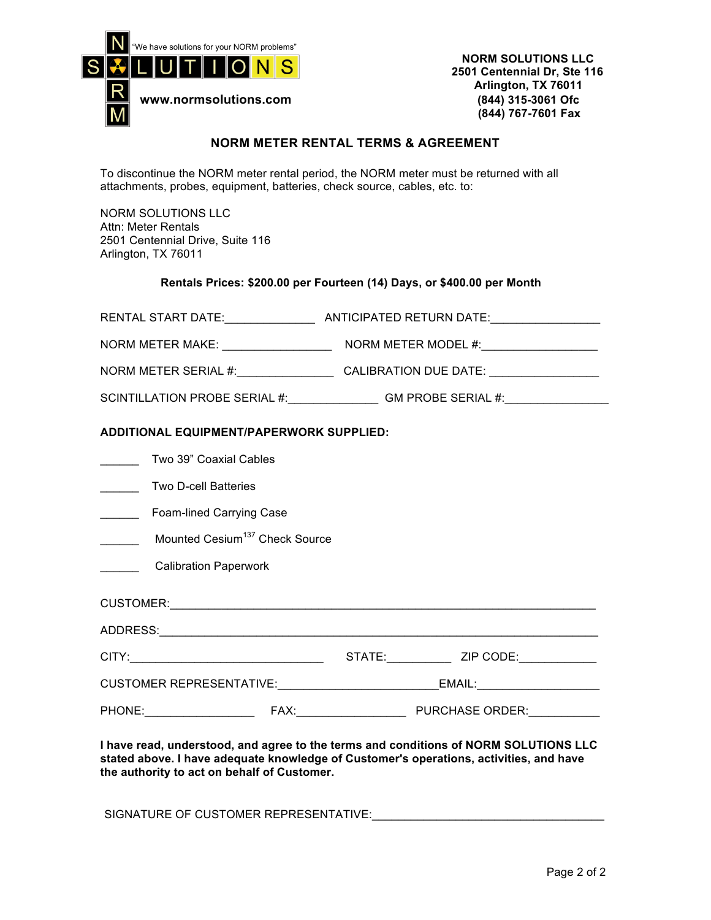N

"We have solutions for your NORM problems"

S☢LUTIONS

R

M

www.normsolutions.com

**NORM SOLUTIONS LLC**
**2501 Centennial Dr, Ste 116**
**Arlington, TX 76011**
**(844) 315-3061 Ofc**
**(844) 767-7601 Fax**

## NORM METER RENTAL TERMS & AGREEMENT

To discontinue the NORM meter rental period, the NORM meter must be returned with all attachments, probes, equipment, batteries, check source, cables, etc. to:

NORM SOLUTIONS LLC
Attn: Meter Rentals
2501 Centennial Drive, Suite 116
Arlington, TX 76011

**Rentals Prices: $200.00 per Fourteen (14) Days, or $400.00 per Month**

RENTAL START DATE:______________ ANTICIPATED RETURN DATE:_________________

NORM METER MAKE: _________________ NORM METER MODEL #:__________________

NORM METER SERIAL #:_______________ CALIBRATION DUE DATE: _________________

SCINTILLATION PROBE SERIAL #:______________ GM PROBE SERIAL #:________________

**ADDITIONAL EQUIPMENT/PAPERWORK SUPPLIED:**

______ Two 39" Coaxial Cables

______ Two D-cell Batteries

______ Foam-lined Carrying Case

______ Mounted Cesium$^{137}$ Check Source

______ Calibration Paperwork

CUSTOMER:______________________________________________________________________

ADDRESS:_______________________________________________________________________

CITY:_______________________________ STATE:__________ ZIP CODE:____________

CUSTOMER REPRESENTATIVE:________________________EMAIL:___________________

PHONE:_________________ FAX:_________________ PURCHASE ORDER:___________

**I have read, understood, and agree to the terms and conditions of NORM SOLUTIONS LLC stated above. I have adequate knowledge of Customer's operations, activities, and have the authority to act on behalf of Customer.**

SIGNATURE OF CUSTOMER REPRESENTATIVE:____________________________________